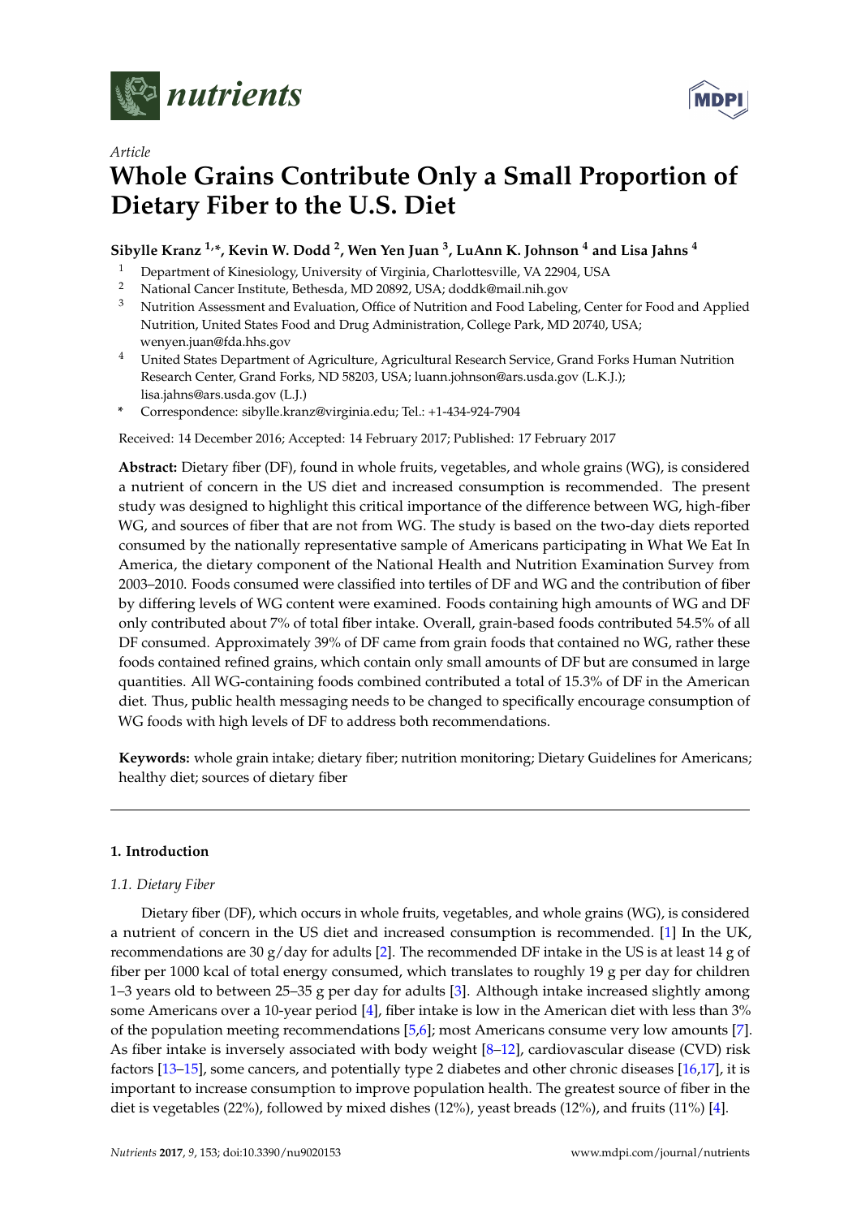*Article*

# Whole Grains Contribute Only a Small Proportion of Dietary Fiber to the U.S. Diet

**Sibylle Kranz [1,*], Kevin W. Dodd [2], Wen Yen Juan [3], LuAnn K. Johnson [4] and Lisa Jahns [4]**

[1] Department of Kinesiology, University of Virginia, Charlottesville, VA 22904, USA
[2] National Cancer Institute, Bethesda, MD 20892, USA; doddk@mail.nih.gov
[3] Nutrition Assessment and Evaluation, Office of Nutrition and Food Labeling, Center for Food and Applied Nutrition, United States Food and Drug Administration, College Park, MD 20740, USA; wenyen.juan@fda.hhs.gov
[4] United States Department of Agriculture, Agricultural Research Service, Grand Forks Human Nutrition Research Center, Grand Forks, ND 58203, USA; luann.johnson@ars.usda.gov (L.K.J.); lisa.jahns@ars.usda.gov (L.J.)
* Correspondence: sibylle.kranz@virginia.edu; Tel.: +1-434-924-7904

Received: 14 December 2016; Accepted: 14 February 2017; Published: 17 February 2017

**Abstract:** Dietary fiber (DF), found in whole fruits, vegetables, and whole grains (WG), is considered a nutrient of concern in the US diet and increased consumption is recommended. The present study was designed to highlight this critical importance of the difference between WG, high-fiber WG, and sources of fiber that are not from WG. The study is based on the two-day diets reported consumed by the nationally representative sample of Americans participating in What We Eat In America, the dietary component of the National Health and Nutrition Examination Survey from 2003–2010. Foods consumed were classified into tertiles of DF and WG and the contribution of fiber by differing levels of WG content were examined. Foods containing high amounts of WG and DF only contributed about 7% of total fiber intake. Overall, grain-based foods contributed 54.5% of all DF consumed. Approximately 39% of DF came from grain foods that contained no WG, rather these foods contained refined grains, which contain only small amounts of DF but are consumed in large quantities. All WG-containing foods combined contributed a total of 15.3% of DF in the American diet. Thus, public health messaging needs to be changed to specifically encourage consumption of WG foods with high levels of DF to address both recommendations.

**Keywords:** whole grain intake; dietary fiber; nutrition monitoring; Dietary Guidelines for Americans; healthy diet; sources of dietary fiber

## 1. Introduction

### 1.1. Dietary Fiber

Dietary fiber (DF), which occurs in whole fruits, vegetables, and whole grains (WG), is considered a nutrient of concern in the US diet and increased consumption is recommended. [1] In the UK, recommendations are 30 g/day for adults [2]. The recommended DF intake in the US is at least 14 g of fiber per 1000 kcal of total energy consumed, which translates to roughly 19 g per day for children 1–3 years old to between 25–35 g per day for adults [3]. Although intake increased slightly among some Americans over a 10-year period [4], fiber intake is low in the American diet with less than 3% of the population meeting recommendations [5,6]; most Americans consume very low amounts [7]. As fiber intake is inversely associated with body weight [8–12], cardiovascular disease (CVD) risk factors [13–15], some cancers, and potentially type 2 diabetes and other chronic diseases [16,17], it is important to increase consumption to improve population health. The greatest source of fiber in the diet is vegetables (22%), followed by mixed dishes (12%), yeast breads (12%), and fruits (11%) [4].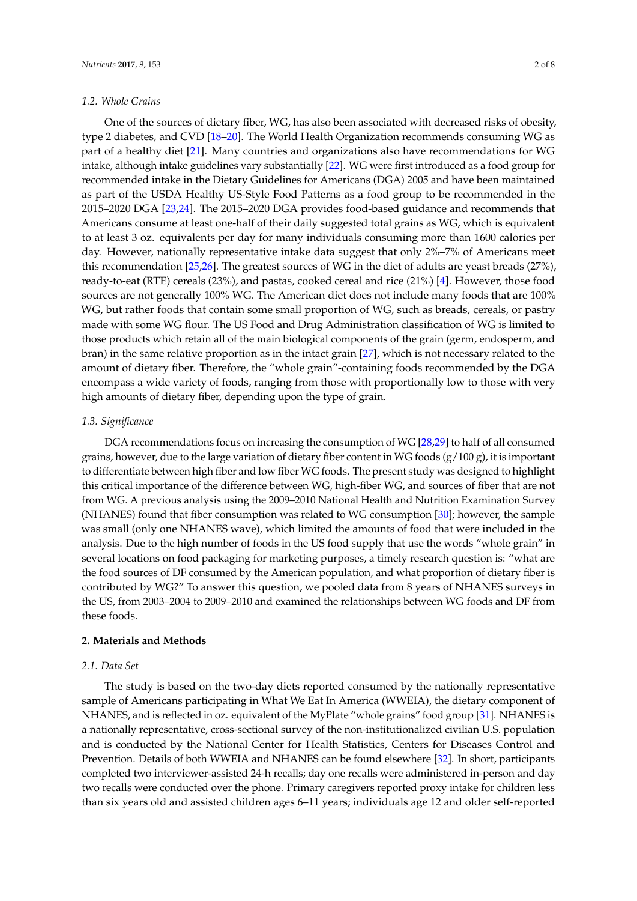### 1.2. Whole Grains

One of the sources of dietary fiber, WG, has also been associated with decreased risks of obesity, type 2 diabetes, and CVD [18–20]. The World Health Organization recommends consuming WG as part of a healthy diet [21]. Many countries and organizations also have recommendations for WG intake, although intake guidelines vary substantially [22]. WG were first introduced as a food group for recommended intake in the Dietary Guidelines for Americans (DGA) 2005 and have been maintained as part of the USDA Healthy US-Style Food Patterns as a food group to be recommended in the 2015–2020 DGA [23,24]. The 2015–2020 DGA provides food-based guidance and recommends that Americans consume at least one-half of their daily suggested total grains as WG, which is equivalent to at least 3 oz. equivalents per day for many individuals consuming more than 1600 calories per day. However, nationally representative intake data suggest that only 2%–7% of Americans meet this recommendation [25,26]. The greatest sources of WG in the diet of adults are yeast breads (27%), ready-to-eat (RTE) cereals (23%), and pastas, cooked cereal and rice (21%) [4]. However, those food sources are not generally 100% WG. The American diet does not include many foods that are 100% WG, but rather foods that contain some small proportion of WG, such as breads, cereals, or pastry made with some WG flour. The US Food and Drug Administration classification of WG is limited to those products which retain all of the main biological components of the grain (germ, endosperm, and bran) in the same relative proportion as in the intact grain [27], which is not necessary related to the amount of dietary fiber. Therefore, the "whole grain"-containing foods recommended by the DGA encompass a wide variety of foods, ranging from those with proportionally low to those with very high amounts of dietary fiber, depending upon the type of grain.

### 1.3. Significance

DGA recommendations focus on increasing the consumption of WG [28,29] to half of all consumed grains, however, due to the large variation of dietary fiber content in WG foods (g/100 g), it is important to differentiate between high fiber and low fiber WG foods. The present study was designed to highlight this critical importance of the difference between WG, high-fiber WG, and sources of fiber that are not from WG. A previous analysis using the 2009–2010 National Health and Nutrition Examination Survey (NHANES) found that fiber consumption was related to WG consumption [30]; however, the sample was small (only one NHANES wave), which limited the amounts of food that were included in the analysis. Due to the high number of foods in the US food supply that use the words "whole grain" in several locations on food packaging for marketing purposes, a timely research question is: "what are the food sources of DF consumed by the American population, and what proportion of dietary fiber is contributed by WG?" To answer this question, we pooled data from 8 years of NHANES surveys in the US, from 2003–2004 to 2009–2010 and examined the relationships between WG foods and DF from these foods.

## 2. Materials and Methods

### 2.1. Data Set

The study is based on the two-day diets reported consumed by the nationally representative sample of Americans participating in What We Eat In America (WWEIA), the dietary component of NHANES, and is reflected in oz. equivalent of the MyPlate "whole grains" food group [31]. NHANES is a nationally representative, cross-sectional survey of the non-institutionalized civilian U.S. population and is conducted by the National Center for Health Statistics, Centers for Diseases Control and Prevention. Details of both WWEIA and NHANES can be found elsewhere [32]. In short, participants completed two interviewer-assisted 24-h recalls; day one recalls were administered in-person and day two recalls were conducted over the phone. Primary caregivers reported proxy intake for children less than six years old and assisted children ages 6–11 years; individuals age 12 and older self-reported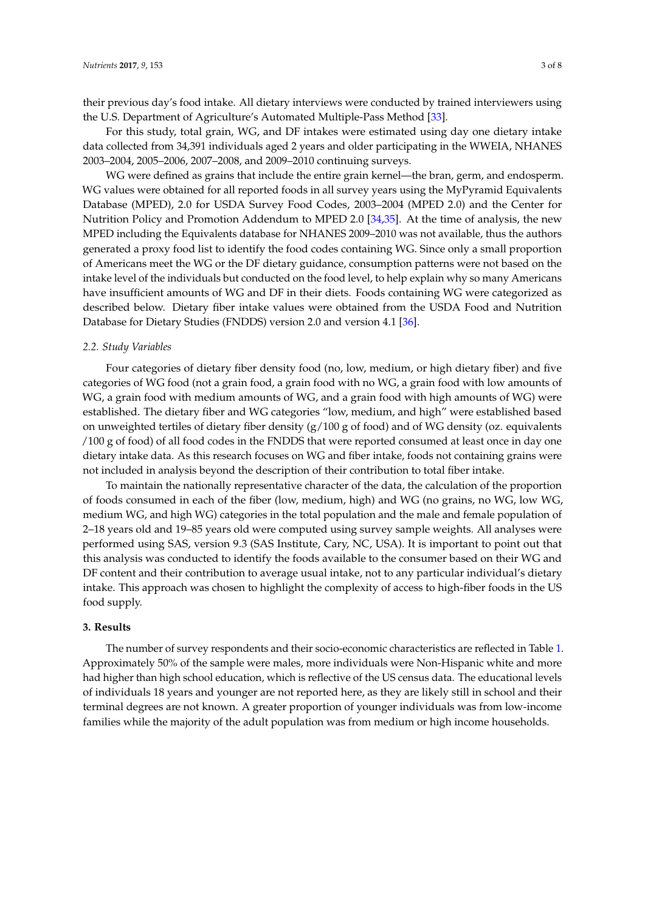their previous day's food intake. All dietary interviews were conducted by trained interviewers using the U.S. Department of Agriculture's Automated Multiple-Pass Method [33].

For this study, total grain, WG, and DF intakes were estimated using day one dietary intake data collected from 34,391 individuals aged 2 years and older participating in the WWEIA, NHANES 2003–2004, 2005–2006, 2007–2008, and 2009–2010 continuing surveys.

WG were defined as grains that include the entire grain kernel—the bran, germ, and endosperm. WG values were obtained for all reported foods in all survey years using the MyPyramid Equivalents Database (MPED), 2.0 for USDA Survey Food Codes, 2003–2004 (MPED 2.0) and the Center for Nutrition Policy and Promotion Addendum to MPED 2.0 [34,35]. At the time of analysis, the new MPED including the Equivalents database for NHANES 2009–2010 was not available, thus the authors generated a proxy food list to identify the food codes containing WG. Since only a small proportion of Americans meet the WG or the DF dietary guidance, consumption patterns were not based on the intake level of the individuals but conducted on the food level, to help explain why so many Americans have insufficient amounts of WG and DF in their diets. Foods containing WG were categorized as described below. Dietary fiber intake values were obtained from the USDA Food and Nutrition Database for Dietary Studies (FNDDS) version 2.0 and version 4.1 [36].

### *2.2. Study Variables*

Four categories of dietary fiber density food (no, low, medium, or high dietary fiber) and five categories of WG food (not a grain food, a grain food with no WG, a grain food with low amounts of WG, a grain food with medium amounts of WG, and a grain food with high amounts of WG) were established. The dietary fiber and WG categories "low, medium, and high" were established based on unweighted tertiles of dietary fiber density (g/100 g of food) and of WG density (oz. equivalents /100 g of food) of all food codes in the FNDDS that were reported consumed at least once in day one dietary intake data. As this research focuses on WG and fiber intake, foods not containing grains were not included in analysis beyond the description of their contribution to total fiber intake.

To maintain the nationally representative character of the data, the calculation of the proportion of foods consumed in each of the fiber (low, medium, high) and WG (no grains, no WG, low WG, medium WG, and high WG) categories in the total population and the male and female population of 2–18 years old and 19–85 years old were computed using survey sample weights. All analyses were performed using SAS, version 9.3 (SAS Institute, Cary, NC, USA). It is important to point out that this analysis was conducted to identify the foods available to the consumer based on their WG and DF content and their contribution to average usual intake, not to any particular individual's dietary intake. This approach was chosen to highlight the complexity of access to high-fiber foods in the US food supply.

## **3. Results**

The number of survey respondents and their socio-economic characteristics are reflected in Table 1. Approximately 50% of the sample were males, more individuals were Non-Hispanic white and more had higher than high school education, which is reflective of the US census data. The educational levels of individuals 18 years and younger are not reported here, as they are likely still in school and their terminal degrees are not known. A greater proportion of younger individuals was from low-income families while the majority of the adult population was from medium or high income households.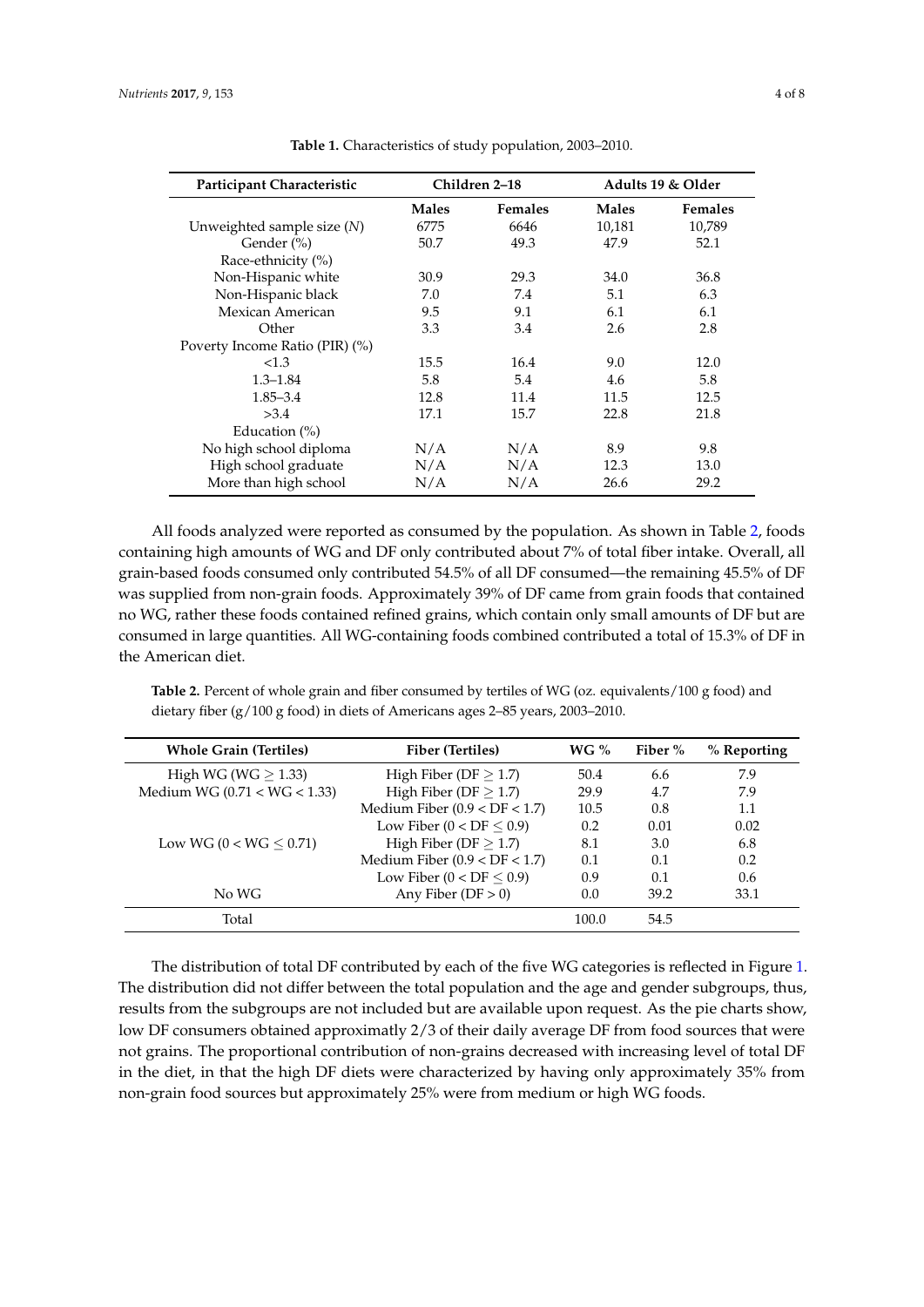**Table 1.** Characteristics of study population, 2003–2010.

| Participant Characteristic | Children 2–18 | | Adults 19 & Older | |
|---|---|---|---|---|
| | **Males** | **Females** | **Males** | **Females** |
| Unweighted sample size (*N*) | 6775 | 6646 | 10,181 | 10,789 |
| Gender (%) | 50.7 | 49.3 | 47.9 | 52.1 |
| Race-ethnicity (%) | | | | |
| Non-Hispanic white | 30.9 | 29.3 | 34.0 | 36.8 |
| Non-Hispanic black | 7.0 | 7.4 | 5.1 | 6.3 |
| Mexican American | 9.5 | 9.1 | 6.1 | 6.1 |
| Other | 3.3 | 3.4 | 2.6 | 2.8 |
| Poverty Income Ratio (PIR) (%) | | | | |
| <1.3 | 15.5 | 16.4 | 9.0 | 12.0 |
| 1.3–1.84 | 5.8 | 5.4 | 4.6 | 5.8 |
| 1.85–3.4 | 12.8 | 11.4 | 11.5 | 12.5 |
| >3.4 | 17.1 | 15.7 | 22.8 | 21.8 |
| Education (%) | | | | |
| No high school diploma | N/A | N/A | 8.9 | 9.8 |
| High school graduate | N/A | N/A | 12.3 | 13.0 |
| More than high school | N/A | N/A | 26.6 | 29.2 |

All foods analyzed were reported as consumed by the population. As shown in Table 2, foods containing high amounts of WG and DF only contributed about 7% of total fiber intake. Overall, all grain-based foods consumed only contributed 54.5% of all DF consumed—the remaining 45.5% of DF was supplied from non-grain foods. Approximately 39% of DF came from grain foods that contained no WG, rather these foods contained refined grains, which contain only small amounts of DF but are consumed in large quantities. All WG-containing foods combined contributed a total of 15.3% of DF in the American diet.

**Table 2.** Percent of whole grain and fiber consumed by tertiles of WG (oz. equivalents/100 g food) and dietary fiber (g/100 g food) in diets of Americans ages 2–85 years, 2003–2010.

| Whole Grain (Tertiles) | Fiber (Tertiles) | WG % | Fiber % | % Reporting |
|---|---|---|---|---|
| High WG ($WG \geq 1.33$) | High Fiber ($DF \geq 1.7$) | 50.4 | 6.6 | 7.9 |
| Medium WG ($0.71 < WG < 1.33$) | High Fiber ($DF \geq 1.7$) | 29.9 | 4.7 | 7.9 |
| | Medium Fiber ($0.9 < DF < 1.7$) | 10.5 | 0.8 | 1.1 |
| | Low Fiber ($0 < DF \leq 0.9$) | 0.2 | 0.01 | 0.02 |
| Low WG ($0 < WG \leq 0.71$) | High Fiber ($DF \geq 1.7$) | 8.1 | 3.0 | 6.8 |
| | Medium Fiber ($0.9 < DF < 1.7$) | 0.1 | 0.1 | 0.2 |
| | Low Fiber ($0 < DF \leq 0.9$) | 0.9 | 0.1 | 0.6 |
| No WG | Any Fiber ($DF > 0$) | 0.0 | 39.2 | 33.1 |
| Total | | 100.0 | 54.5 | |

The distribution of total DF contributed by each of the five WG categories is reflected in Figure 1. The distribution did not differ between the total population and the age and gender subgroups, thus, results from the subgroups are not included but are available upon request. As the pie charts show, low DF consumers obtained approximatly 2/3 of their daily average DF from food sources that were not grains. The proportional contribution of non-grains decreased with increasing level of total DF in the diet, in that the high DF diets were characterized by having only approximately 35% from non-grain food sources but approximately 25% were from medium or high WG foods.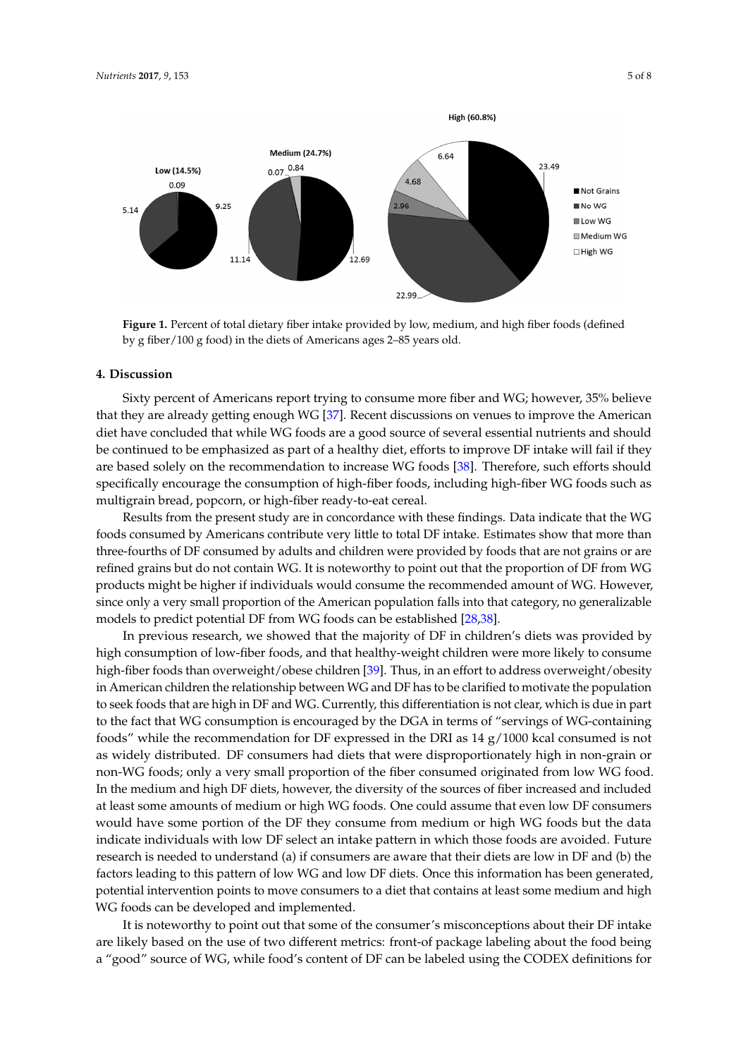Figure 1. Percent of total dietary fiber intake provided by low, medium, and high fiber foods (defined by g fiber/100 g food) in the diets of Americans ages 2–85 years old.

## 4. Discussion

Sixty percent of Americans report trying to consume more fiber and WG; however, 35% believe that they are already getting enough WG [37]. Recent discussions on venues to improve the American diet have concluded that while WG foods are a good source of several essential nutrients and should be continued to be emphasized as part of a healthy diet, efforts to improve DF intake will fail if they are based solely on the recommendation to increase WG foods [38]. Therefore, such efforts should specifically encourage the consumption of high-fiber foods, including high-fiber WG foods such as multigrain bread, popcorn, or high-fiber ready-to-eat cereal.

Results from the present study are in concordance with these findings. Data indicate that the WG foods consumed by Americans contribute very little to total DF intake. Estimates show that more than three-fourths of DF consumed by adults and children were provided by foods that are not grains or are refined grains but do not contain WG. It is noteworthy to point out that the proportion of DF from WG products might be higher if individuals would consume the recommended amount of WG. However, since only a very small proportion of the American population falls into that category, no generalizable models to predict potential DF from WG foods can be established [28,38].

In previous research, we showed that the majority of DF in children's diets was provided by high consumption of low-fiber foods, and that healthy-weight children were more likely to consume high-fiber foods than overweight/obese children [39]. Thus, in an effort to address overweight/obesity in American children the relationship between WG and DF has to be clarified to motivate the population to seek foods that are high in DF and WG. Currently, this differentiation is not clear, which is due in part to the fact that WG consumption is encouraged by the DGA in terms of "servings of WG-containing foods" while the recommendation for DF expressed in the DRI as 14 g/1000 kcal consumed is not as widely distributed. DF consumers had diets that were disproportionately high in non-grain or non-WG foods; only a very small proportion of the fiber consumed originated from low WG food. In the medium and high DF diets, however, the diversity of the sources of fiber increased and included at least some amounts of medium or high WG foods. One could assume that even low DF consumers would have some portion of the DF they consume from medium or high WG foods but the data indicate individuals with low DF select an intake pattern in which those foods are avoided. Future research is needed to understand (a) if consumers are aware that their diets are low in DF and (b) the factors leading to this pattern of low WG and low DF diets. Once this information has been generated, potential intervention points to move consumers to a diet that contains at least some medium and high WG foods can be developed and implemented.

It is noteworthy to point out that some of the consumer's misconceptions about their DF intake are likely based on the use of two different metrics: front-of package labeling about the food being a "good" source of WG, while food's content of DF can be labeled using the CODEX definitions for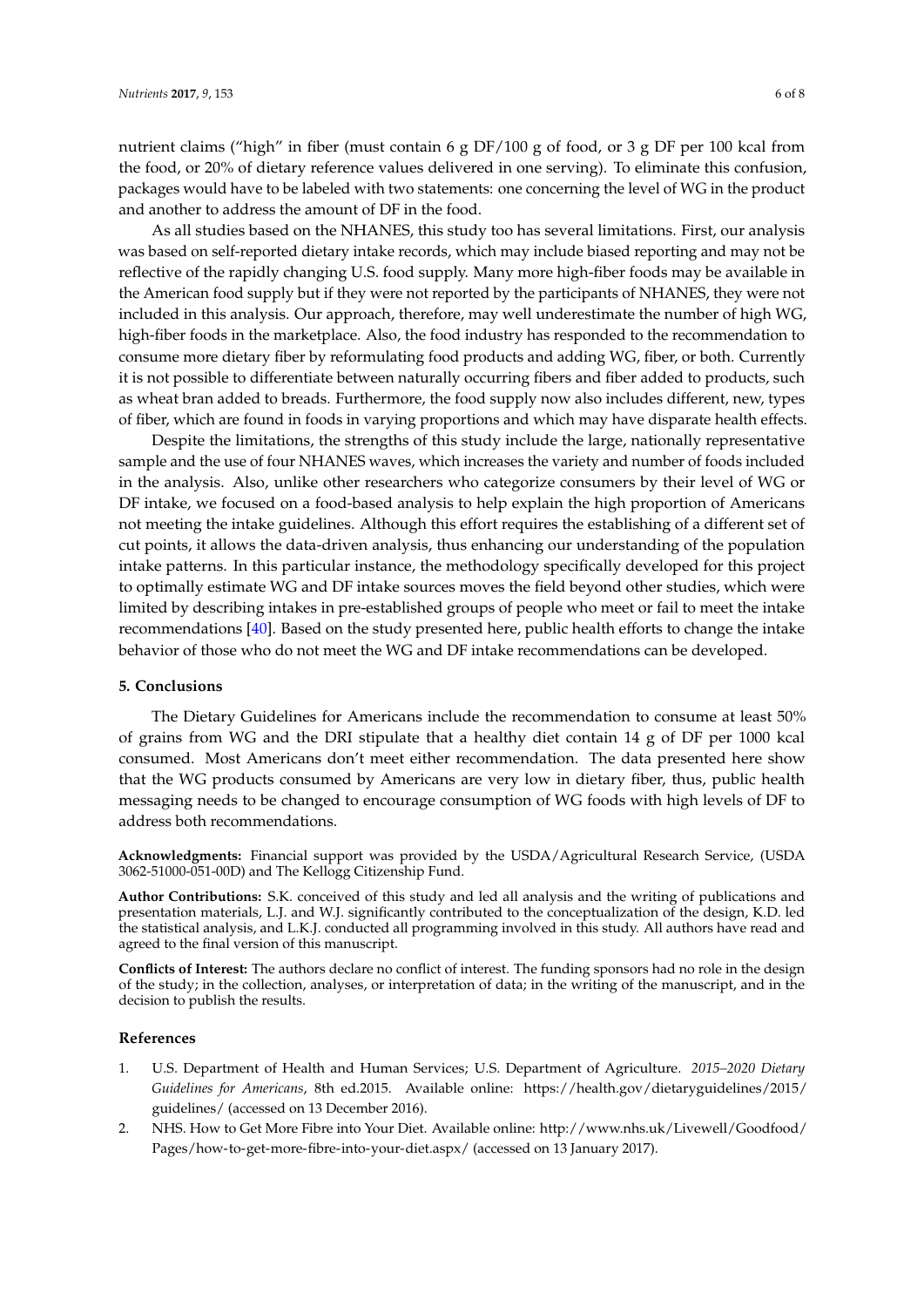nutrient claims ("high" in fiber (must contain 6 g DF/100 g of food, or 3 g DF per 100 kcal from the food, or 20% of dietary reference values delivered in one serving). To eliminate this confusion, packages would have to be labeled with two statements: one concerning the level of WG in the product and another to address the amount of DF in the food.

As all studies based on the NHANES, this study too has several limitations. First, our analysis was based on self-reported dietary intake records, which may include biased reporting and may not be reflective of the rapidly changing U.S. food supply. Many more high-fiber foods may be available in the American food supply but if they were not reported by the participants of NHANES, they were not included in this analysis. Our approach, therefore, may well underestimate the number of high WG, high-fiber foods in the marketplace. Also, the food industry has responded to the recommendation to consume more dietary fiber by reformulating food products and adding WG, fiber, or both. Currently it is not possible to differentiate between naturally occurring fibers and fiber added to products, such as wheat bran added to breads. Furthermore, the food supply now also includes different, new, types of fiber, which are found in foods in varying proportions and which may have disparate health effects.

Despite the limitations, the strengths of this study include the large, nationally representative sample and the use of four NHANES waves, which increases the variety and number of foods included in the analysis. Also, unlike other researchers who categorize consumers by their level of WG or DF intake, we focused on a food-based analysis to help explain the high proportion of Americans not meeting the intake guidelines. Although this effort requires the establishing of a different set of cut points, it allows the data-driven analysis, thus enhancing our understanding of the population intake patterns. In this particular instance, the methodology specifically developed for this project to optimally estimate WG and DF intake sources moves the field beyond other studies, which were limited by describing intakes in pre-established groups of people who meet or fail to meet the intake recommendations [40]. Based on the study presented here, public health efforts to change the intake behavior of those who do not meet the WG and DF intake recommendations can be developed.

## 5. Conclusions

The Dietary Guidelines for Americans include the recommendation to consume at least 50% of grains from WG and the DRI stipulate that a healthy diet contain 14 g of DF per 1000 kcal consumed. Most Americans don't meet either recommendation. The data presented here show that the WG products consumed by Americans are very low in dietary fiber, thus, public health messaging needs to be changed to encourage consumption of WG foods with high levels of DF to address both recommendations.

**Acknowledgments:** Financial support was provided by the USDA/Agricultural Research Service, (USDA 3062-51000-051-00D) and The Kellogg Citizenship Fund.

**Author Contributions:** S.K. conceived of this study and led all analysis and the writing of publications and presentation materials, L.J. and W.J. significantly contributed to the conceptualization of the design, K.D. led the statistical analysis, and L.K.J. conducted all programming involved in this study. All authors have read and agreed to the final version of this manuscript.

**Conflicts of Interest:** The authors declare no conflict of interest. The funding sponsors had no role in the design of the study; in the collection, analyses, or interpretation of data; in the writing of the manuscript, and in the decision to publish the results.

## References

1. U.S. Department of Health and Human Services; U.S. Department of Agriculture. *2015–2020 Dietary Guidelines for Americans*, 8th ed.2015. Available online: https://health.gov/dietaryguidelines/2015/guidelines/ (accessed on 13 December 2016).
2. NHS. How to Get More Fibre into Your Diet. Available online: http://www.nhs.uk/Livewell/Goodfood/Pages/how-to-get-more-fibre-into-your-diet.aspx/ (accessed on 13 January 2017).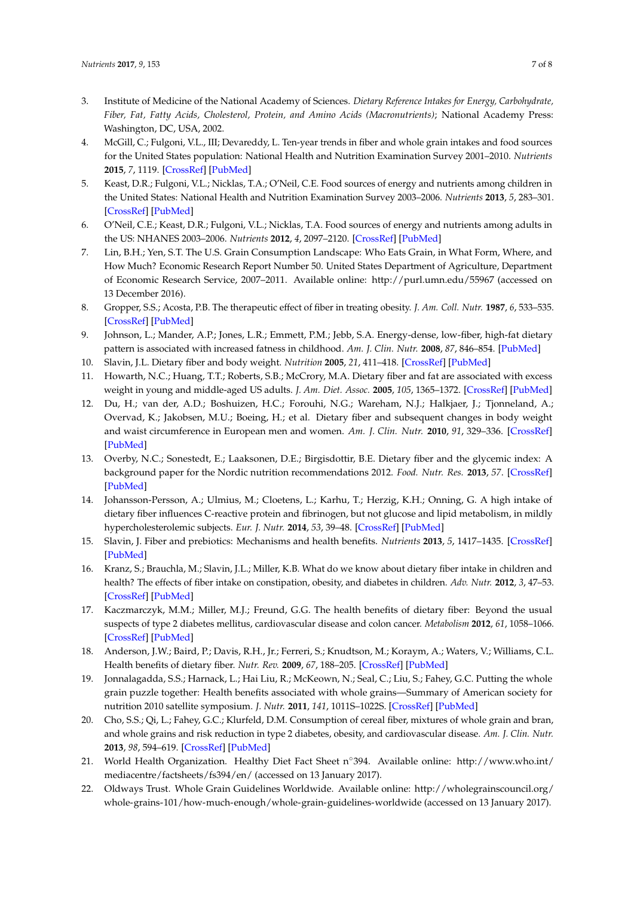3. Institute of Medicine of the National Academy of Sciences. *Dietary Reference Intakes for Energy, Carbohydrate, Fiber, Fat, Fatty Acids, Cholesterol, Protein, and Amino Acids (Macronutrients)*; National Academy Press: Washington, DC, USA, 2002.
4. McGill, C.; Fulgoni, V.L., III; Devareddy, L. Ten-year trends in fiber and whole grain intakes and food sources for the United States population: National Health and Nutrition Examination Survey 2001–2010. *Nutrients* **2015**, *7*, 1119. [CrossRef] [PubMed]
5. Keast, D.R.; Fulgoni, V.L.; Nicklas, T.A.; O'Neil, C.E. Food sources of energy and nutrients among children in the United States: National Health and Nutrition Examination Survey 2003–2006. *Nutrients* **2013**, *5*, 283–301. [CrossRef] [PubMed]
6. O'Neil, C.E.; Keast, D.R.; Fulgoni, V.L.; Nicklas, T.A. Food sources of energy and nutrients among adults in the US: NHANES 2003–2006. *Nutrients* **2012**, *4*, 2097–2120. [CrossRef] [PubMed]
7. Lin, B.H.; Yen, S.T. The U.S. Grain Consumption Landscape: Who Eats Grain, in What Form, Where, and How Much? Economic Research Report Number 50. United States Department of Agriculture, Department of Economic Research Service, 2007–2011. Available online: http://purl.umn.edu/55967 (accessed on 13 December 2016).
8. Gropper, S.S.; Acosta, P.B. The therapeutic effect of fiber in treating obesity. *J. Am. Coll. Nutr.* **1987**, *6*, 533–535. [CrossRef] [PubMed]
9. Johnson, L.; Mander, A.P.; Jones, L.R.; Emmett, P.M.; Jebb, S.A. Energy-dense, low-fiber, high-fat dietary pattern is associated with increased fatness in childhood. *Am. J. Clin. Nutr.* **2008**, *87*, 846–854. [PubMed]
10. Slavin, J.L. Dietary fiber and body weight. *Nutrition* **2005**, *21*, 411–418. [CrossRef] [PubMed]
11. Howarth, N.C.; Huang, T.T.; Roberts, S.B.; McCrory, M.A. Dietary fiber and fat are associated with excess weight in young and middle-aged US adults. *J. Am. Diet. Assoc.* **2005**, *105*, 1365–1372. [CrossRef] [PubMed]
12. Du, H.; van der, A.D.; Boshuizen, H.C.; Forouhi, N.G.; Wareham, N.J.; Halkjaer, J.; Tjonneland, A.; Overvad, K.; Jakobsen, M.U.; Boeing, H.; et al. Dietary fiber and subsequent changes in body weight and waist circumference in European men and women. *Am. J. Clin. Nutr.* **2010**, *91*, 329–336. [CrossRef] [PubMed]
13. Overby, N.C.; Sonestedt, E.; Laaksonen, D.E.; Birgisdottir, B.E. Dietary fiber and the glycemic index: A background paper for the Nordic nutrition recommendations 2012. *Food. Nutr. Res.* **2013**, *57*. [CrossRef] [PubMed]
14. Johansson-Persson, A.; Ulmius, M.; Cloetens, L.; Karhu, T.; Herzig, K.H.; Onning, G. A high intake of dietary fiber influences C-reactive protein and fibrinogen, but not glucose and lipid metabolism, in mildly hypercholesterolemic subjects. *Eur. J. Nutr.* **2014**, *53*, 39–48. [CrossRef] [PubMed]
15. Slavin, J. Fiber and prebiotics: Mechanisms and health benefits. *Nutrients* **2013**, *5*, 1417–1435. [CrossRef] [PubMed]
16. Kranz, S.; Brauchla, M.; Slavin, J.L.; Miller, K.B. What do we know about dietary fiber intake in children and health? The effects of fiber intake on constipation, obesity, and diabetes in children. *Adv. Nutr.* **2012**, *3*, 47–53. [CrossRef] [PubMed]
17. Kaczmarczyk, M.M.; Miller, M.J.; Freund, G.G. The health benefits of dietary fiber: Beyond the usual suspects of type 2 diabetes mellitus, cardiovascular disease and colon cancer. *Metabolism* **2012**, *61*, 1058–1066. [CrossRef] [PubMed]
18. Anderson, J.W.; Baird, P.; Davis, R.H., Jr.; Ferreri, S.; Knudtson, M.; Koraym, A.; Waters, V.; Williams, C.L. Health benefits of dietary fiber. *Nutr. Rev.* **2009**, *67*, 188–205. [CrossRef] [PubMed]
19. Jonnalagadda, S.S.; Harnack, L.; Hai Liu, R.; McKeown, N.; Seal, C.; Liu, S.; Fahey, G.C. Putting the whole grain puzzle together: Health benefits associated with whole grains—Summary of American society for nutrition 2010 satellite symposium. *J. Nutr.* **2011**, *141*, 1011S–1022S. [CrossRef] [PubMed]
20. Cho, S.S.; Qi, L.; Fahey, G.C.; Klurfeld, D.M. Consumption of cereal fiber, mixtures of whole grain and bran, and whole grains and risk reduction in type 2 diabetes, obesity, and cardiovascular disease. *Am. J. Clin. Nutr.* **2013**, *98*, 594–619. [CrossRef] [PubMed]
21. World Health Organization. Healthy Diet Fact Sheet n°394. Available online: http://www.who.int/mediacentre/factsheets/fs394/en/ (accessed on 13 January 2017).
22. Oldways Trust. Whole Grain Guidelines Worldwide. Available online: http://wholegrainscouncil.org/whole-grains-101/how-much-enough/whole-grain-guidelines-worldwide (accessed on 13 January 2017).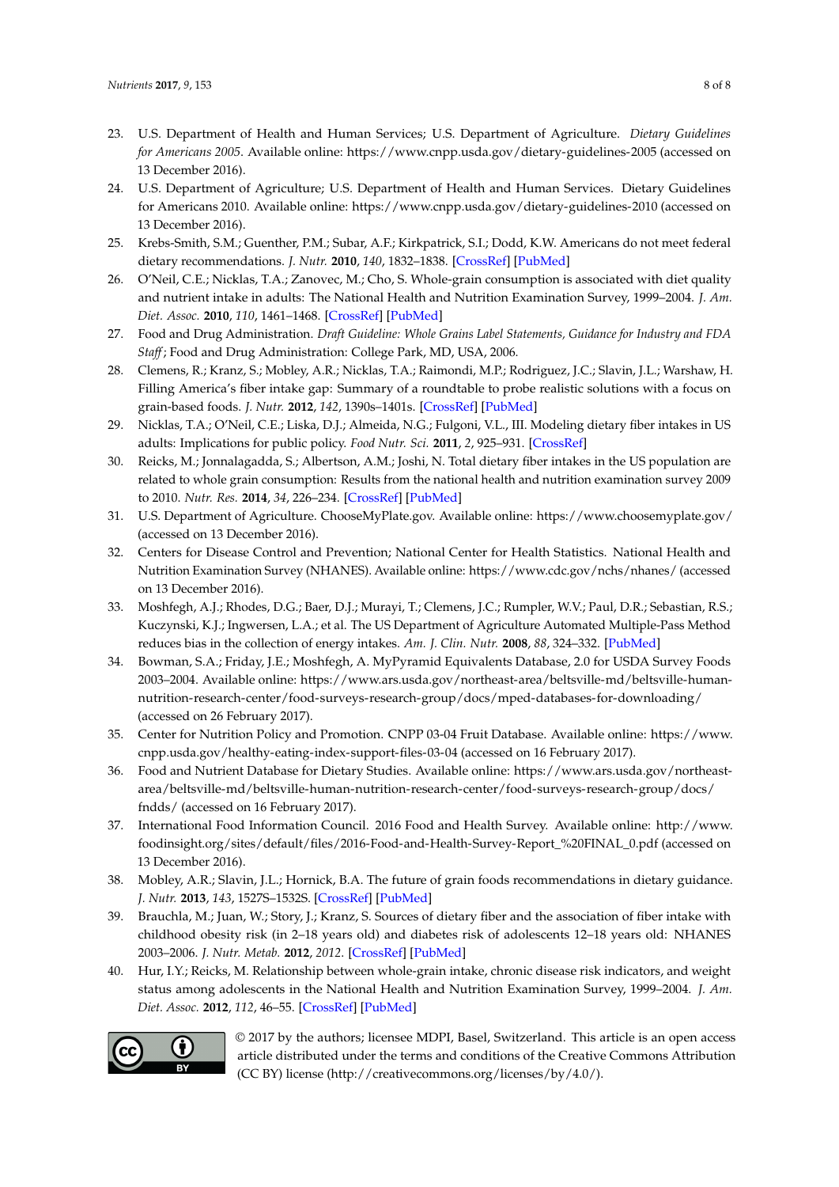23. U.S. Department of Health and Human Services; U.S. Department of Agriculture. *Dietary Guidelines for Americans 2005*. Available online: https://www.cnpp.usda.gov/dietary-guidelines-2005 (accessed on 13 December 2016).
24. U.S. Department of Agriculture; U.S. Department of Health and Human Services. Dietary Guidelines for Americans 2010. Available online: https://www.cnpp.usda.gov/dietary-guidelines-2010 (accessed on 13 December 2016).
25. Krebs-Smith, S.M.; Guenther, P.M.; Subar, A.F.; Kirkpatrick, S.I.; Dodd, K.W. Americans do not meet federal dietary recommendations. *J. Nutr.* **2010**, *140*, 1832–1838. [CrossRef] [PubMed]
26. O'Neil, C.E.; Nicklas, T.A.; Zanovec, M.; Cho, S. Whole-grain consumption is associated with diet quality and nutrient intake in adults: The National Health and Nutrition Examination Survey, 1999–2004. *J. Am. Diet. Assoc.* **2010**, *110*, 1461–1468. [CrossRef] [PubMed]
27. Food and Drug Administration. *Draft Guideline: Whole Grains Label Statements, Guidance for Industry and FDA Staff*; Food and Drug Administration: College Park, MD, USA, 2006.
28. Clemens, R.; Kranz, S.; Mobley, A.R.; Nicklas, T.A.; Raimondi, M.P.; Rodriguez, J.C.; Slavin, J.L.; Warshaw, H. Filling America's fiber intake gap: Summary of a roundtable to probe realistic solutions with a focus on grain-based foods. *J. Nutr.* **2012**, *142*, 1390s–1401s. [CrossRef] [PubMed]
29. Nicklas, T.A.; O'Neil, C.E.; Liska, D.J.; Almeida, N.G.; Fulgoni, V.L., III. Modeling dietary fiber intakes in US adults: Implications for public policy. *Food Nutr. Sci.* **2011**, *2*, 925–931. [CrossRef]
30. Reicks, M.; Jonnalagadda, S.; Albertson, A.M.; Joshi, N. Total dietary fiber intakes in the US population are related to whole grain consumption: Results from the national health and nutrition examination survey 2009 to 2010. *Nutr. Res.* **2014**, *34*, 226–234. [CrossRef] [PubMed]
31. U.S. Department of Agriculture. ChooseMyPlate.gov. Available online: https://www.choosemyplate.gov/ (accessed on 13 December 2016).
32. Centers for Disease Control and Prevention; National Center for Health Statistics. National Health and Nutrition Examination Survey (NHANES). Available online: https://www.cdc.gov/nchs/nhanes/ (accessed on 13 December 2016).
33. Moshfegh, A.J.; Rhodes, D.G.; Baer, D.J.; Murayi, T.; Clemens, J.C.; Rumpler, W.V.; Paul, D.R.; Sebastian, R.S.; Kuczynski, K.J.; Ingwersen, L.A.; et al. The US Department of Agriculture Automated Multiple-Pass Method reduces bias in the collection of energy intakes. *Am. J. Clin. Nutr.* **2008**, *88*, 324–332. [PubMed]
34. Bowman, S.A.; Friday, J.E.; Moshfegh, A. MyPyramid Equivalents Database, 2.0 for USDA Survey Foods 2003–2004. Available online: https://www.ars.usda.gov/northeast-area/beltsville-md/beltsville-human-nutrition-research-center/food-surveys-research-group/docs/mped-databases-for-downloading/ (accessed on 26 February 2017).
35. Center for Nutrition Policy and Promotion. CNPP 03-04 Fruit Database. Available online: https://www.cnpp.usda.gov/healthy-eating-index-support-files-03-04 (accessed on 16 February 2017).
36. Food and Nutrient Database for Dietary Studies. Available online: https://www.ars.usda.gov/northeast-area/beltsville-md/beltsville-human-nutrition-research-center/food-surveys-research-group/docs/fndds/ (accessed on 16 February 2017).
37. International Food Information Council. 2016 Food and Health Survey. Available online: http://www.foodinsight.org/sites/default/files/2016-Food-and-Health-Survey-Report_%20FINAL_0.pdf (accessed on 13 December 2016).
38. Mobley, A.R.; Slavin, J.L.; Hornick, B.A. The future of grain foods recommendations in dietary guidance. *J. Nutr.* **2013**, *143*, 1527S–1532S. [CrossRef] [PubMed]
39. Brauchla, M.; Juan, W.; Story, J.; Kranz, S. Sources of dietary fiber and the association of fiber intake with childhood obesity risk (in 2–18 years old) and diabetes risk of adolescents 12–18 years old: NHANES 2003–2006. *J. Nutr. Metab.* **2012**, *2012*. [CrossRef] [PubMed]
40. Hur, I.Y.; Reicks, M. Relationship between whole-grain intake, chronic disease risk indicators, and weight status among adolescents in the National Health and Nutrition Examination Survey, 1999–2004. *J. Am. Diet. Assoc.* **2012**, *112*, 46–55. [CrossRef] [PubMed]

© 2017 by the authors; licensee MDPI, Basel, Switzerland. This article is an open access article distributed under the terms and conditions of the Creative Commons Attribution (CC BY) license (http://creativecommons.org/licenses/by/4.0/).